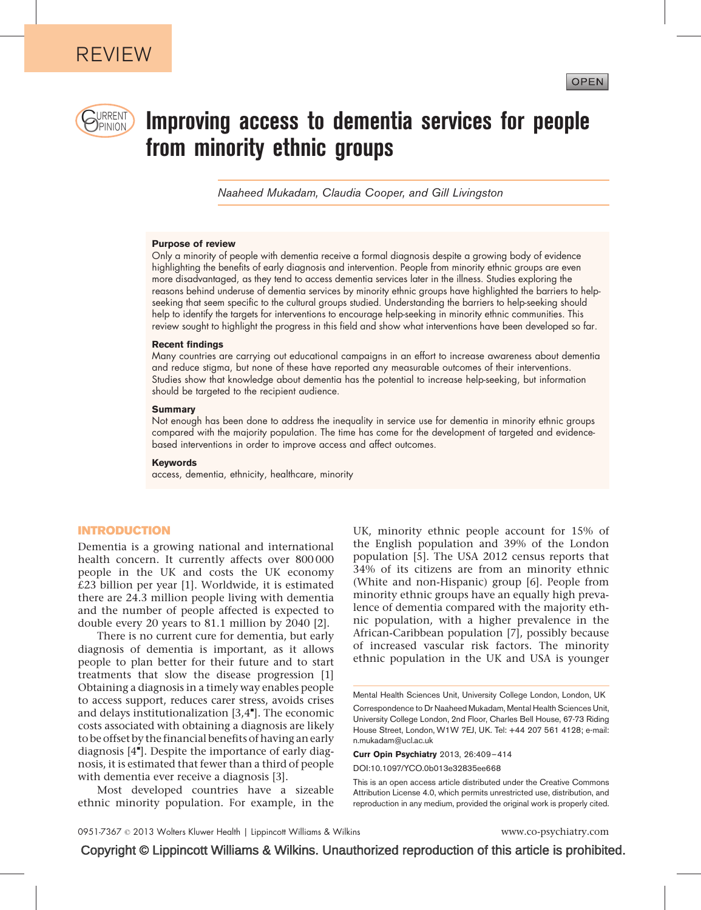REVIEW

# Improving access to dementia services for people from minority ethnic groups

*Naaheed Mukadam, Claudia Cooper, and Gill Livingston*

### Purpose of review

Only a minority of people with dementia receive a formal diagnosis despite a growing body of evidence highlighting the benefits of early diagnosis and intervention. People from minority ethnic groups are even more disadvantaged, as they tend to access dementia services later in the illness. Studies exploring the reasons behind underuse of dementia services by minority ethnic groups have highlighted the barriers to help-seeking that seem specific to the cultural groups studied. Understanding the barriers to help-seeking should help to identify the targets for interventions to encourage help-seeking in minority ethnic communities. This review sought to highlight the progress in this field and show what interventions have been developed so far.

### Recent findings

Many countries are carrying out educational campaigns in an effort to increase awareness about dementia and reduce stigma, but none of these have reported any measurable outcomes of their interventions. Studies show that knowledge about dementia has the potential to increase help-seeking, but information should be targeted to the recipient audience.

### Summary

Not enough has been done to address the inequality in service use for dementia in minority ethnic groups compared with the majority population. The time has come for the development of targeted and evidence-based interventions in order to improve access and affect outcomes.

### Keywords

access, dementia, ethnicity, healthcare, minority

## INTRODUCTION

Dementia is a growing national and international health concern. It currently affects over 800 000 people in the UK and costs the UK economy £23 billion per year [1]. Worldwide, it is estimated there are 24.3 million people living with dementia and the number of people affected is expected to double every 20 years to 81.1 million by 2040 [2].

There is no current cure for dementia, but early diagnosis of dementia is important, as it allows people to plan better for their future and to start treatments that slow the disease progression [1] Obtaining a diagnosis in a timely way enables people to access support, reduces carer stress, avoids crises and delays institutionalization [3,4▪]. The economic costs associated with obtaining a diagnosis are likely to be offset by the financial benefits of having an early diagnosis [4▪]. Despite the importance of early diagnosis, it is estimated that fewer than a third of people with dementia ever receive a diagnosis [3].

Most developed countries have a sizeable ethnic minority population. For example, in the UK, minority ethnic people account for 15% of the English population and 39% of the London population [5]. The USA 2012 census reports that 34% of its citizens are from an minority ethnic (White and non-Hispanic) group [6]. People from minority ethnic groups have an equally high prevalence of dementia compared with the majority ethnic population, with a higher prevalence in the African-Caribbean population [7], possibly because of increased vascular risk factors. The minority ethnic population in the UK and USA is younger

Mental Health Sciences Unit, University College London, London, UK

Correspondence to Dr Naaheed Mukadam, Mental Health Sciences Unit, University College London, 2nd Floor, Charles Bell House, 67-73 Riding House Street, London, W1W 7EJ, UK. Tel: +44 207 561 4128; e-mail: n.mukadam@ucl.ac.uk

**Curr Opin Psychiatry** 2013, 26:409–414

DOI:10.1097/YCO.0b013e32835ee668

This is an open access article distributed under the Creative Commons Attribution License 4.0, which permits unrestricted use, distribution, and reproduction in any medium, provided the original work is properly cited.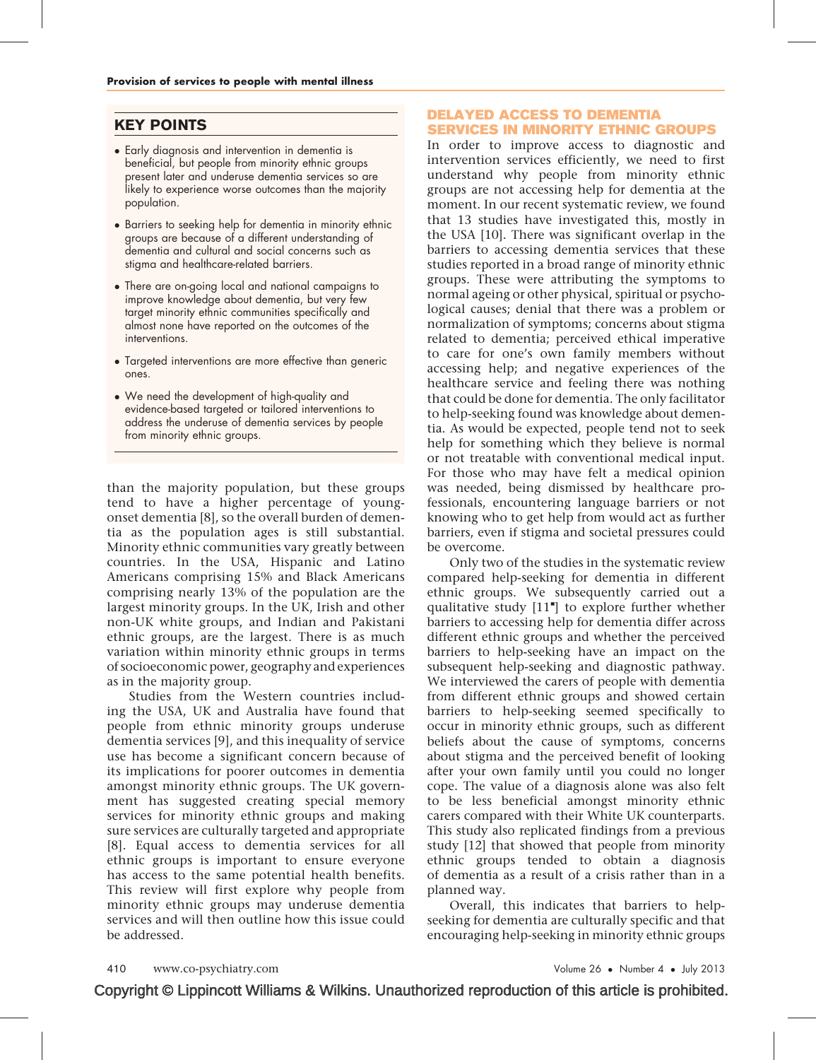## KEY POINTS

- Early diagnosis and intervention in dementia is beneficial, but people from minority ethnic groups present later and underuse dementia services so are likely to experience worse outcomes than the majority population.
- Barriers to seeking help for dementia in minority ethnic groups are because of a different understanding of dementia and cultural and social concerns such as stigma and healthcare-related barriers.
- There are on-going local and national campaigns to improve knowledge about dementia, but very few target minority ethnic communities specifically and almost none have reported on the outcomes of the interventions.
- Targeted interventions are more effective than generic ones.
- We need the development of high-quality and evidence-based targeted or tailored interventions to address the underuse of dementia services by people from minority ethnic groups.

than the majority population, but these groups tend to have a higher percentage of young-onset dementia [8], so the overall burden of dementia as the population ages is still substantial. Minority ethnic communities vary greatly between countries. In the USA, Hispanic and Latino Americans comprising 15% and Black Americans comprising nearly 13% of the population are the largest minority groups. In the UK, Irish and other non-UK white groups, and Indian and Pakistani ethnic groups, are the largest. There is as much variation within minority ethnic groups in terms of socioeconomic power, geography and experiences as in the majority group.

Studies from the Western countries including the USA, UK and Australia have found that people from ethnic minority groups underuse dementia services [9], and this inequality of service use has become a significant concern because of its implications for poorer outcomes in dementia amongst minority ethnic groups. The UK government has suggested creating special memory services for minority ethnic groups and making sure services are culturally targeted and appropriate [8]. Equal access to dementia services for all ethnic groups is important to ensure everyone has access to the same potential health benefits. This review will first explore why people from minority ethnic groups may underuse dementia services and will then outline how this issue could be addressed.

## DELAYED ACCESS TO DEMENTIA SERVICES IN MINORITY ETHNIC GROUPS

In order to improve access to diagnostic and intervention services efficiently, we need to first understand why people from minority ethnic groups are not accessing help for dementia at the moment. In our recent systematic review, we found that 13 studies have investigated this, mostly in the USA [10]. There was significant overlap in the barriers to accessing dementia services that these studies reported in a broad range of minority ethnic groups. These were attributing the symptoms to normal ageing or other physical, spiritual or psychological causes; denial that there was a problem or normalization of symptoms; concerns about stigma related to dementia; perceived ethical imperative to care for one's own family members without accessing help; and negative experiences of the healthcare service and feeling there was nothing that could be done for dementia. The only facilitator to help-seeking found was knowledge about dementia. As would be expected, people tend not to seek help for something which they believe is normal or not treatable with conventional medical input. For those who may have felt a medical opinion was needed, being dismissed by healthcare professionals, encountering language barriers or not knowing who to get help from would act as further barriers, even if stigma and societal pressures could be overcome.

Only two of the studies in the systematic review compared help-seeking for dementia in different ethnic groups. We subsequently carried out a qualitative study [11■] to explore further whether barriers to accessing help for dementia differ across different ethnic groups and whether the perceived barriers to help-seeking have an impact on the subsequent help-seeking and diagnostic pathway. We interviewed the carers of people with dementia from different ethnic groups and showed certain barriers to help-seeking seemed specifically to occur in minority ethnic groups, such as different beliefs about the cause of symptoms, concerns about stigma and the perceived benefit of looking after your own family until you could no longer cope. The value of a diagnosis alone was also felt to be less beneficial amongst minority ethnic carers compared with their White UK counterparts. This study also replicated findings from a previous study [12] that showed that people from minority ethnic groups tended to obtain a diagnosis of dementia as a result of a crisis rather than in a planned way.

Overall, this indicates that barriers to help-seeking for dementia are culturally specific and that encouraging help-seeking in minority ethnic groups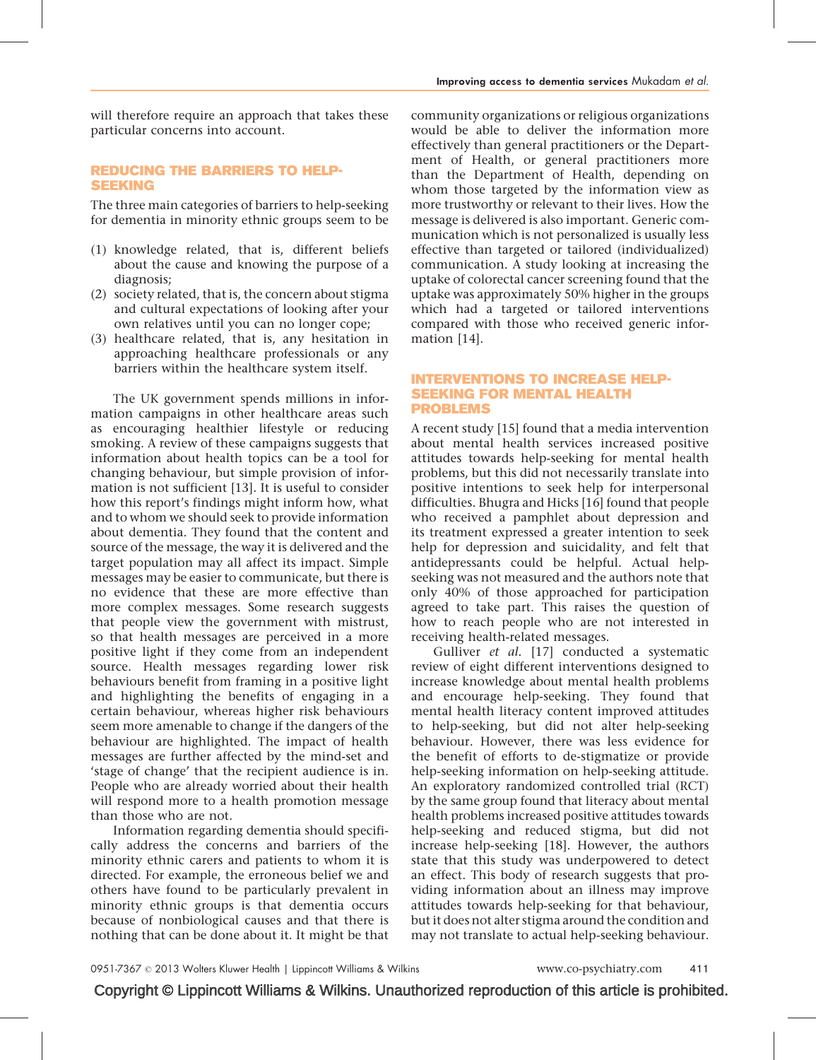will therefore require an approach that takes these particular concerns into account.

## REDUCING THE BARRIERS TO HELP-SEEKING

The three main categories of barriers to help-seeking for dementia in minority ethnic groups seem to be

(1) knowledge related, that is, different beliefs about the cause and knowing the purpose of a diagnosis;
(2) society related, that is, the concern about stigma and cultural expectations of looking after your own relatives until you can no longer cope;
(3) healthcare related, that is, any hesitation in approaching healthcare professionals or any barriers within the healthcare system itself.

The UK government spends millions in information campaigns in other healthcare areas such as encouraging healthier lifestyle or reducing smoking. A review of these campaigns suggests that information about health topics can be a tool for changing behaviour, but simple provision of information is not sufficient [13]. It is useful to consider how this report's findings might inform how, what and to whom we should seek to provide information about dementia. They found that the content and source of the message, the way it is delivered and the target population may all affect its impact. Simple messages may be easier to communicate, but there is no evidence that these are more effective than more complex messages. Some research suggests that people view the government with mistrust, so that health messages are perceived in a more positive light if they come from an independent source. Health messages regarding lower risk behaviours benefit from framing in a positive light and highlighting the benefits of engaging in a certain behaviour, whereas higher risk behaviours seem more amenable to change if the dangers of the behaviour are highlighted. The impact of health messages are further affected by the mind-set and 'stage of change' that the recipient audience is in. People who are already worried about their health will respond more to a health promotion message than those who are not.

Information regarding dementia should specifically address the concerns and barriers of the minority ethnic carers and patients to whom it is directed. For example, the erroneous belief we and others have found to be particularly prevalent in minority ethnic groups is that dementia occurs because of nonbiological causes and that there is nothing that can be done about it. It might be that community organizations or religious organizations would be able to deliver the information more effectively than general practitioners or the Department of Health, or general practitioners more than the Department of Health, depending on whom those targeted by the information view as more trustworthy or relevant to their lives. How the message is delivered is also important. Generic communication which is not personalized is usually less effective than targeted or tailored (individualized) communication. A study looking at increasing the uptake of colorectal cancer screening found that the uptake was approximately 50% higher in the groups which had a targeted or tailored interventions compared with those who received generic information [14].

## INTERVENTIONS TO INCREASE HELP-SEEKING FOR MENTAL HEALTH PROBLEMS

A recent study [15] found that a media intervention about mental health services increased positive attitudes towards help-seeking for mental health problems, but this did not necessarily translate into positive intentions to seek help for interpersonal difficulties. Bhugra and Hicks [16] found that people who received a pamphlet about depression and its treatment expressed a greater intention to seek help for depression and suicidality, and felt that antidepressants could be helpful. Actual help-seeking was not measured and the authors note that only 40% of those approached for participation agreed to take part. This raises the question of how to reach people who are not interested in receiving health-related messages.

Gulliver *et al.* [17] conducted a systematic review of eight different interventions designed to increase knowledge about mental health problems and encourage help-seeking. They found that mental health literacy content improved attitudes to help-seeking, but did not alter help-seeking behaviour. However, there was less evidence for the benefit of efforts to de-stigmatize or provide help-seeking information on help-seeking attitude. An exploratory randomized controlled trial (RCT) by the same group found that literacy about mental health problems increased positive attitudes towards help-seeking and reduced stigma, but did not increase help-seeking [18]. However, the authors state that this study was underpowered to detect an effect. This body of research suggests that providing information about an illness may improve attitudes towards help-seeking for that behaviour, but it does not alter stigma around the condition and may not translate to actual help-seeking behaviour.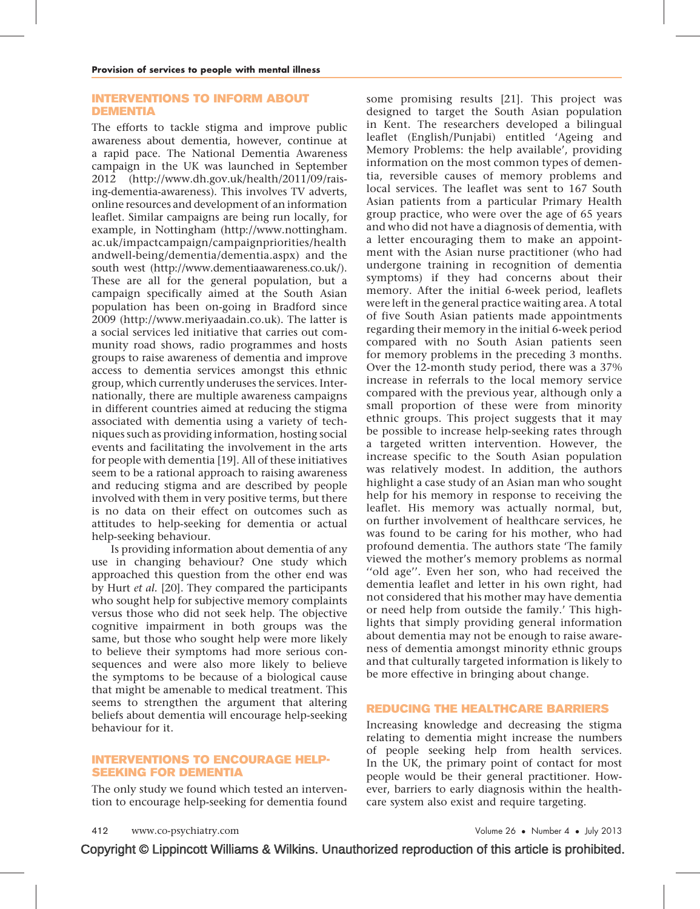## INTERVENTIONS TO INFORM ABOUT DEMENTIA

The efforts to tackle stigma and improve public awareness about dementia, however, continue at a rapid pace. The National Dementia Awareness campaign in the UK was launched in September 2012 (http://www.dh.gov.uk/health/2011/09/raising-dementia-awareness). This involves TV adverts, online resources and development of an information leaflet. Similar campaigns are being run locally, for example, in Nottingham (http://www.nottingham.ac.uk/impactcampaign/campaignpriorities/healthandwell-being/dementia/dementia.aspx) and the south west (http://www.dementiaawareness.co.uk/). These are all for the general population, but a campaign specifically aimed at the South Asian population has been on-going in Bradford since 2009 (http://www.meriyaadain.co.uk). The latter is a social services led initiative that carries out community road shows, radio programmes and hosts groups to raise awareness of dementia and improve access to dementia services amongst this ethnic group, which currently underuses the services. Internationally, there are multiple awareness campaigns in different countries aimed at reducing the stigma associated with dementia using a variety of techniques such as providing information, hosting social events and facilitating the involvement in the arts for people with dementia [19]. All of these initiatives seem to be a rational approach to raising awareness and reducing stigma and are described by people involved with them in very positive terms, but there is no data on their effect on outcomes such as attitudes to help-seeking for dementia or actual help-seeking behaviour.

Is providing information about dementia of any use in changing behaviour? One study which approached this question from the other end was by Hurt *et al.* [20]. They compared the participants who sought help for subjective memory complaints versus those who did not seek help. The objective cognitive impairment in both groups was the same, but those who sought help were more likely to believe their symptoms had more serious consequences and were also more likely to believe the symptoms to be because of a biological cause that might be amenable to medical treatment. This seems to strengthen the argument that altering beliefs about dementia will encourage help-seeking behaviour for it.

## INTERVENTIONS TO ENCOURAGE HELP-SEEKING FOR DEMENTIA

The only study we found which tested an intervention to encourage help-seeking for dementia found some promising results [21]. This project was designed to target the South Asian population in Kent. The researchers developed a bilingual leaflet (English/Punjabi) entitled 'Ageing and Memory Problems: the help available', providing information on the most common types of dementia, reversible causes of memory problems and local services. The leaflet was sent to 167 South Asian patients from a particular Primary Health group practice, who were over the age of 65 years and who did not have a diagnosis of dementia, with a letter encouraging them to make an appointment with the Asian nurse practitioner (who had undergone training in recognition of dementia symptoms) if they had concerns about their memory. After the initial 6-week period, leaflets were left in the general practice waiting area. A total of five South Asian patients made appointments regarding their memory in the initial 6-week period compared with no South Asian patients seen for memory problems in the preceding 3 months. Over the 12-month study period, there was a 37% increase in referrals to the local memory service compared with the previous year, although only a small proportion of these were from minority ethnic groups. This project suggests that it may be possible to increase help-seeking rates through a targeted written intervention. However, the increase specific to the South Asian population was relatively modest. In addition, the authors highlight a case study of an Asian man who sought help for his memory in response to receiving the leaflet. His memory was actually normal, but, on further involvement of healthcare services, he was found to be caring for his mother, who had profound dementia. The authors state 'The family viewed the mother's memory problems as normal ''old age''. Even her son, who had received the dementia leaflet and letter in his own right, had not considered that his mother may have dementia or need help from outside the family.' This highlights that simply providing general information about dementia may not be enough to raise awareness of dementia amongst minority ethnic groups and that culturally targeted information is likely to be more effective in bringing about change.

## REDUCING THE HEALTHCARE BARRIERS

Increasing knowledge and decreasing the stigma relating to dementia might increase the numbers of people seeking help from health services. In the UK, the primary point of contact for most people would be their general practitioner. However, barriers to early diagnosis within the healthcare system also exist and require targeting.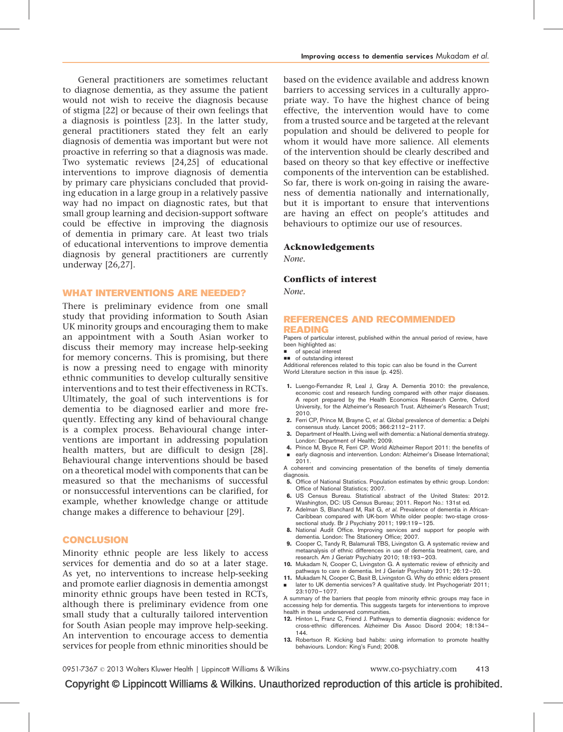General practitioners are sometimes reluctant to diagnose dementia, as they assume the patient would not wish to receive the diagnosis because of stigma [22] or because of their own feelings that a diagnosis is pointless [23]. In the latter study, general practitioners stated they felt an early diagnosis of dementia was important but were not proactive in referring so that a diagnosis was made. Two systematic reviews [24,25] of educational interventions to improve diagnosis of dementia by primary care physicians concluded that providing education in a large group in a relatively passive way had no impact on diagnostic rates, but that small group learning and decision-support software could be effective in improving the diagnosis of dementia in primary care. At least two trials of educational interventions to improve dementia diagnosis by general practitioners are currently underway [26,27].

## WHAT INTERVENTIONS ARE NEEDED?

There is preliminary evidence from one small study that providing information to South Asian UK minority groups and encouraging them to make an appointment with a South Asian worker to discuss their memory may increase help-seeking for memory concerns. This is promising, but there is now a pressing need to engage with minority ethnic communities to develop culturally sensitive interventions and to test their effectiveness in RCTs. Ultimately, the goal of such interventions is for dementia to be diagnosed earlier and more frequently. Effecting any kind of behavioural change is a complex process. Behavioural change interventions are important in addressing population health matters, but are difficult to design [28]. Behavioural change interventions should be based on a theoretical model with components that can be measured so that the mechanisms of successful or nonsuccessful interventions can be clarified, for example, whether knowledge change or attitude change makes a difference to behaviour [29].

## CONCLUSION

Minority ethnic people are less likely to access services for dementia and do so at a later stage. As yet, no interventions to increase help-seeking and promote earlier diagnosis in dementia amongst minority ethnic groups have been tested in RCTs, although there is preliminary evidence from one small study that a culturally tailored intervention for South Asian people may improve help-seeking. An intervention to encourage access to dementia services for people from ethnic minorities should be based on the evidence available and address known barriers to accessing services in a culturally appropriate way. To have the highest chance of being effective, the intervention would have to come from a trusted source and be targeted at the relevant population and should be delivered to people for whom it would have more salience. All elements of the intervention should be clearly described and based on theory so that key effective or ineffective components of the intervention can be established. So far, there is work on-going in raising the awareness of dementia nationally and internationally, but it is important to ensure that interventions are having an effect on people's attitudes and behaviours to optimize our use of resources.

### Acknowledgements

*None.*

### Conflicts of interest

*None.*

## REFERENCES AND RECOMMENDED READING

Papers of particular interest, published within the annual period of review, have been highlighted as:

- ▪ of special interest
- ▪▪ of outstanding interest

Additional references related to this topic can also be found in the Current World Literature section in this issue (p. 425).

1. Luengo-Fernandez R, Leal J, Gray A. Dementia 2010: the prevalence, economic cost and research funding compared with other major diseases. A report prepared by the Health Economics Research Centre, Oxford University, for the Alzheimer's Research Trust. Alzheimer's Research Trust; 2010.
2. Ferri CP, Prince M, Brayne C, *et al.* Global prevalence of dementia: a Delphi consensus study. Lancet 2005; 366:2112–2117.
3. Department of Health. Living well with dementia: a National dementia strategy. London: Department of Health; 2009.
4. ▪ Prince M, Bryce R, Ferri CP. World Alzheimer Report 2011: the benefits of early diagnosis and intervention. London: Alzheimer's Disease International; 2011.

   A coherent and convincing presentation of the benefits of timely dementia diagnosis.
5. Office of National Statistics. Population estimates by ethnic group. London: Office of National Statistics; 2007.
6. US Census Bureau. Statistical abstract of the United States: 2012. Washington, DC: US Census Bureau; 2011. Report No.: 131st ed.
7. Adelman S, Blanchard M, Rait G, *et al.* Prevalence of dementia in African-Caribbean compared with UK-born White older people: two-stage cross-sectional study. Br J Psychiatry 2011; 199:119–125.
8. National Audit Office. Improving services and support for people with dementia. London: The Stationery Office; 2007.
9. Cooper C, Tandy R, Balamurali TBS, Livingston G. A systematic review and metaanalysis of ethnic differences in use of dementia treatment, care, and research. Am J Geriatr Psychiatry 2010; 18:193–203.
10. Mukadam N, Cooper C, Livingston G. A systematic review of ethnicity and pathways to care in dementia. Int J Geriatr Psychiatry 2011; 26:12–20.
11. ▪ Mukadam N, Cooper C, Basit B, Livingston G. Why do ethnic elders present later to UK dementia services? A qualitative study. Int Psychogeriatr 2011; 23:1070–1077.

    A summary of the barriers that people from minority ethnic groups may face in accessing help for dementia. This suggests targets for interventions to improve health in these underserved communities.
12. Hinton L, Franz C, Friend J. Pathways to dementia diagnosis: evidence for cross-ethnic differences. Alzheimer Dis Assoc Disord 2004; 18:134–144.
13. Robertson R. Kicking bad habits: using information to promote healthy behaviours. London: King's Fund; 2008.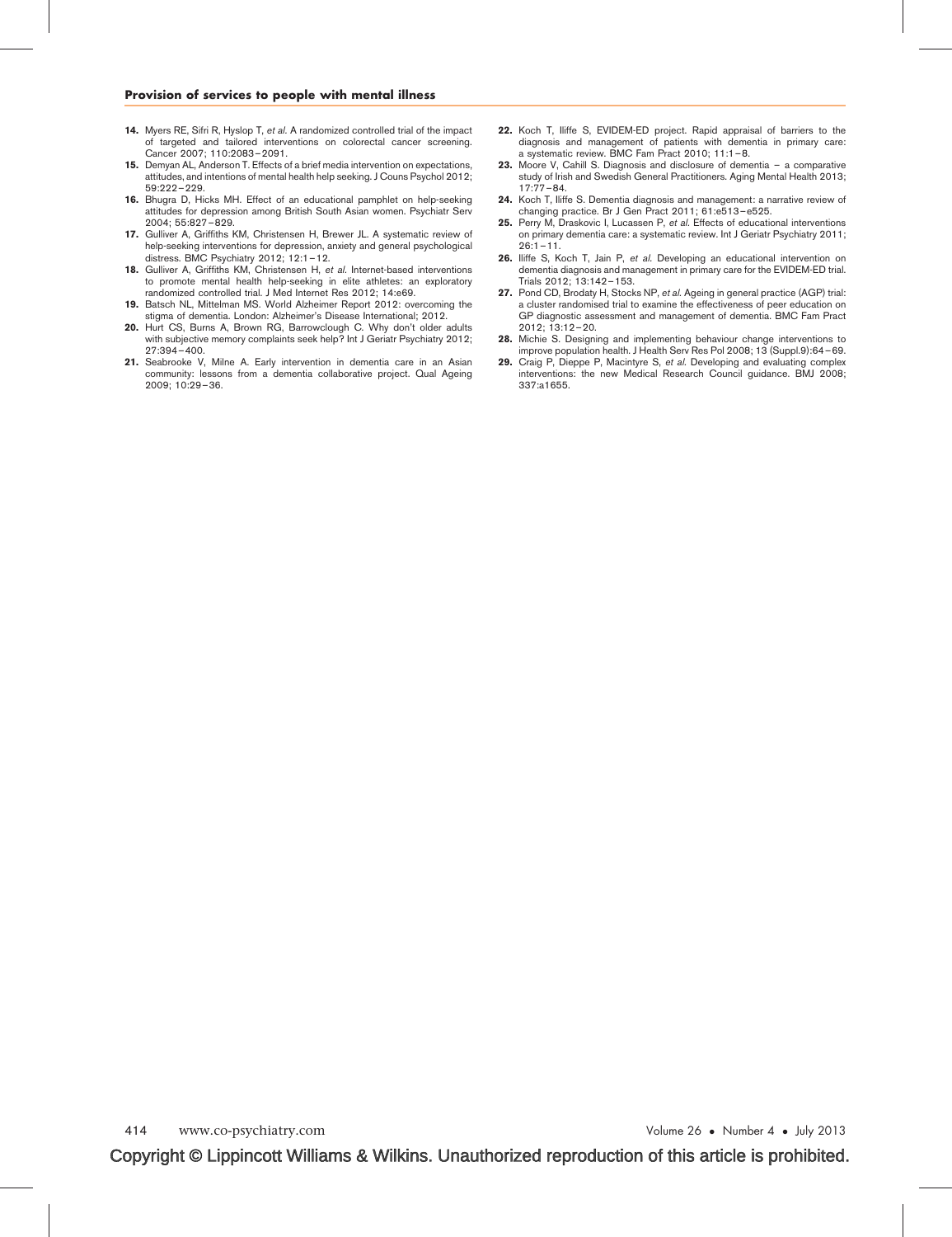14. Myers RE, Sifri R, Hyslop T, *et al.* A randomized controlled trial of the impact of targeted and tailored interventions on colorectal cancer screening. Cancer 2007; 110:2083–2091.
15. Demyan AL, Anderson T. Effects of a brief media intervention on expectations, attitudes, and intentions of mental health help seeking. J Couns Psychol 2012; 59:222–229.
16. Bhugra D, Hicks MH. Effect of an educational pamphlet on help-seeking attitudes for depression among British South Asian women. Psychiatr Serv 2004; 55:827–829.
17. Gulliver A, Griffiths KM, Christensen H, Brewer JL. A systematic review of help-seeking interventions for depression, anxiety and general psychological distress. BMC Psychiatry 2012; 12:1–12.
18. Gulliver A, Griffiths KM, Christensen H, *et al.* Internet-based interventions to promote mental health help-seeking in elite athletes: an exploratory randomized controlled trial. J Med Internet Res 2012; 14:e69.
19. Batsch NL, Mittelman MS. World Alzheimer Report 2012: overcoming the stigma of dementia. London: Alzheimer's Disease International; 2012.
20. Hurt CS, Burns A, Brown RG, Barrowclough C. Why don't older adults with subjective memory complaints seek help? Int J Geriatr Psychiatry 2012; 27:394–400.
21. Seabrooke V, Milne A. Early intervention in dementia care in an Asian community: lessons from a dementia collaborative project. Qual Ageing 2009; 10:29–36.
22. Koch T, Iliffe S, EVIDEM-ED project. Rapid appraisal of barriers to the diagnosis and management of patients with dementia in primary care: a systematic review. BMC Fam Pract 2010; 11:1–8.
23. Moore V, Cahill S. Diagnosis and disclosure of dementia – a comparative study of Irish and Swedish General Practitioners. Aging Mental Health 2013; 17:77–84.
24. Koch T, Iliffe S. Dementia diagnosis and management: a narrative review of changing practice. Br J Gen Pract 2011; 61:e513–e525.
25. Perry M, Draskovic I, Lucassen P, *et al.* Effects of educational interventions on primary dementia care: a systematic review. Int J Geriatr Psychiatry 2011; 26:1–11.
26. Iliffe S, Koch T, Jain P, *et al.* Developing an educational intervention on dementia diagnosis and management in primary care for the EVIDEM-ED trial. Trials 2012; 13:142–153.
27. Pond CD, Brodaty H, Stocks NP, *et al.* Ageing in general practice (AGP) trial: a cluster randomised trial to examine the effectiveness of peer education on GP diagnostic assessment and management of dementia. BMC Fam Pract 2012; 13:12–20.
28. Michie S. Designing and implementing behaviour change interventions to improve population health. J Health Serv Res Pol 2008; 13 (Suppl.9):64–69.
29. Craig P, Dieppe P, Macintyre S, *et al.* Developing and evaluating complex interventions: the new Medical Research Council guidance. BMJ 2008; 337:a1655.